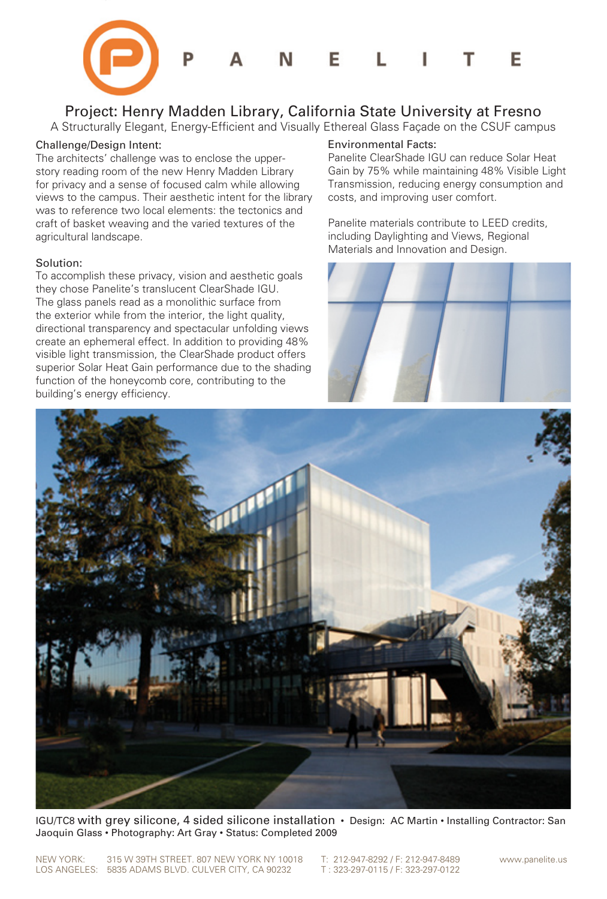# PANELITE

## Project: Henry Madden Library, California State University at Fresno

A Structurally Elegant, Energy-Efficient and Visually Ethereal Glass Façade on the CSUF campus

### Challenge/Design Intent:

The architects' challenge was to enclose the upper-story reading room of the new Henry Madden Library for privacy and a sense of focused calm while allowing views to the campus. Their aesthetic intent for the library was to reference two local elements: the tectonics and craft of basket weaving and the varied textures of the agricultural landscape.

### Solution:

To accomplish these privacy, vision and aesthetic goals they chose Panelite's translucent ClearShade IGU. The glass panels read as a monolithic surface from the exterior while from the interior, the light quality, directional transparency and spectacular unfolding views create an ephemeral effect. In addition to providing 48% visible light transmission, the ClearShade product offers superior Solar Heat Gain performance due to the shading function of the honeycomb core, contributing to the building's energy efficiency.

### Environmental Facts:

Panelite ClearShade IGU can reduce Solar Heat Gain by 75% while maintaining 48% Visible Light Transmission, reducing energy consumption and costs, and improving user comfort.

Panelite materials contribute to LEED credits, including Daylighting and Views, Regional Materials and Innovation and Design.

IGU/TC8 with grey silicone, 4 sided silicone installation • Design: AC Martin • Installing Contractor: San Jaoquin Glass • Photography: Art Gray • Status: Completed 2009

NEW YORK: 315 W 39TH STREET. 807 NEW YORK NY 10018 — T: 212-947-8292 / F: 212-947-8489

LOS ANGELES: 5835 ADAMS BLVD. CULVER CITY, CA 90232 — T : 323-297-0115 / F: 323-297-0122

www.panelite.us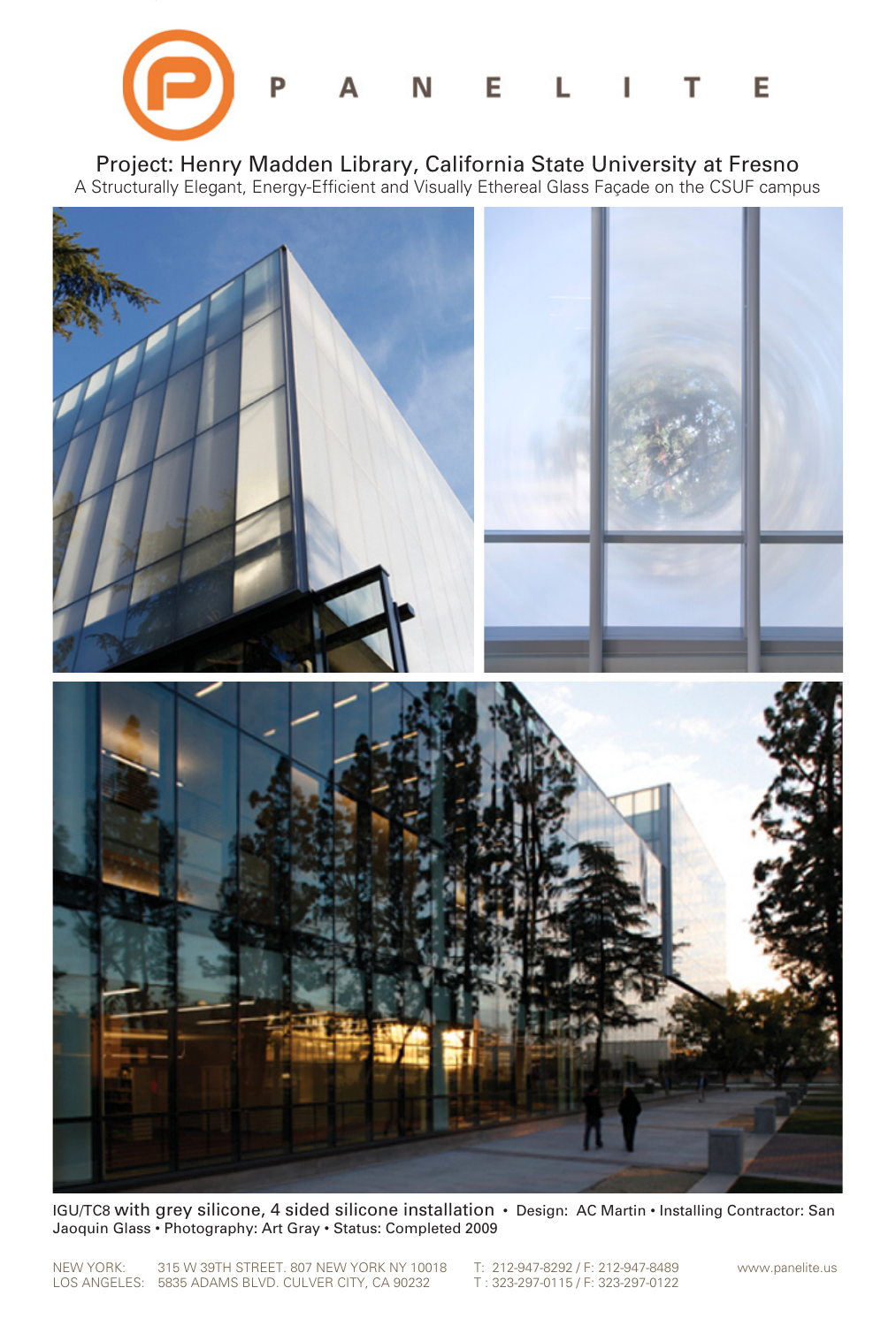P A N E L I T E

# Project: Henry Madden Library, California State University at Fresno

A Structurally Elegant, Energy-Efficient and Visually Ethereal Glass Façade on the CSUF campus

IGU/TC8 with grey silicone, 4 sided silicone installation • Design: AC Martin • Installing Contractor: San Jaoquin Glass • Photography: Art Gray • Status: Completed 2009

NEW YORK: 315 W 39TH STREET. 807 NEW YORK NY 10018 T: 212-947-8292 / F: 212-947-8489
LOS ANGELES: 5835 ADAMS BLVD. CULVER CITY, CA 90232 T : 323-297-0115 / F: 323-297-0122

www.panelite.us